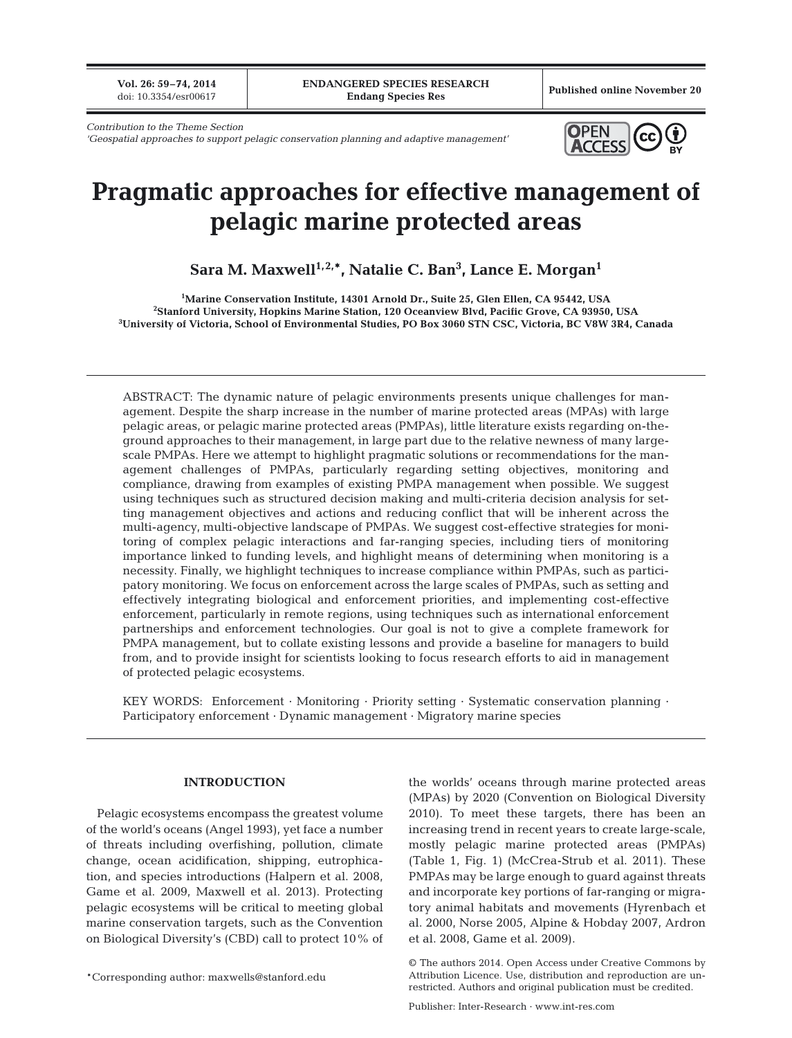*Contribution to the Theme Section*
*'Geospatial approaches to support pelagic conservation planning and adaptive management'*

# Pragmatic approaches for effective management of pelagic marine protected areas

**Sara M. Maxwell[1,2,*], Natalie C. Ban[3], Lance E. Morgan[1]**

[1]Marine Conservation Institute, 14301 Arnold Dr., Suite 25, Glen Ellen, CA 95442, USA
[2]Stanford University, Hopkins Marine Station, 120 Oceanview Blvd, Pacific Grove, CA 93950, USA
[3]University of Victoria, School of Environmental Studies, PO Box 3060 STN CSC, Victoria, BC V8W 3R4, Canada

ABSTRACT: The dynamic nature of pelagic environments presents unique challenges for management. Despite the sharp increase in the number of marine protected areas (MPAs) with large pelagic areas, or pelagic marine protected areas (PMPAs), little literature exists regarding on-the-ground approaches to their management, in large part due to the relative newness of many large-scale PMPAs. Here we attempt to highlight pragmatic solutions or recommendations for the management challenges of PMPAs, particularly regarding setting objectives, monitoring and compliance, drawing from examples of existing PMPA management when possible. We suggest using techniques such as structured decision making and multi-criteria decision analysis for setting management objectives and actions and reducing conflict that will be inherent across the multi-agency, multi-objective landscape of PMPAs. We suggest cost-effective strategies for monitoring of complex pelagic interactions and far-ranging species, including tiers of monitoring importance linked to funding levels, and highlight means of determining when monitoring is a necessity. Finally, we highlight techniques to increase compliance within PMPAs, such as participatory monitoring. We focus on enforcement across the large scales of PMPAs, such as setting and effectively integrating biological and enforcement priorities, and implementing cost-effective enforcement, particularly in remote regions, using techniques such as international enforcement partnerships and enforcement technologies. Our goal is not to give a complete framework for PMPA management, but to collate existing lessons and provide a baseline for managers to build from, and to provide insight for scientists looking to focus research efforts to aid in management of protected pelagic ecosystems.

KEY WORDS: Enforcement · Monitoring · Priority setting · Systematic conservation planning · Participatory enforcement · Dynamic management · Migratory marine species

## INTRODUCTION

Pelagic ecosystems encompass the greatest volume of the world's oceans (Angel 1993), yet face a number of threats including overfishing, pollution, climate change, ocean acidification, shipping, eutrophication, and species introductions (Halpern et al. 2008, Game et al. 2009, Maxwell et al. 2013). Protecting pelagic ecosystems will be critical to meeting global marine conservation targets, such as the Convention on Biological Diversity's (CBD) call to protect 10% of the worlds' oceans through marine protected areas (MPAs) by 2020 (Convention on Biological Diversity 2010). To meet these targets, there has been an increasing trend in recent years to create large-scale, mostly pelagic marine protected areas (PMPAs) (Table 1, Fig. 1) (McCrea-Strub et al. 2011). These PMPAs may be large enough to guard against threats and incorporate key portions of far-ranging or migratory animal habitats and movements (Hyrenbach et al. 2000, Norse 2005, Alpine & Hobday 2007, Ardron et al. 2008, Game et al. 2009).

*Corresponding author: maxwells@stanford.edu

© The authors 2014. Open Access under Creative Commons by Attribution Licence. Use, distribution and reproduction are unrestricted. Authors and original publication must be credited.

Publisher: Inter-Research · www.int-res.com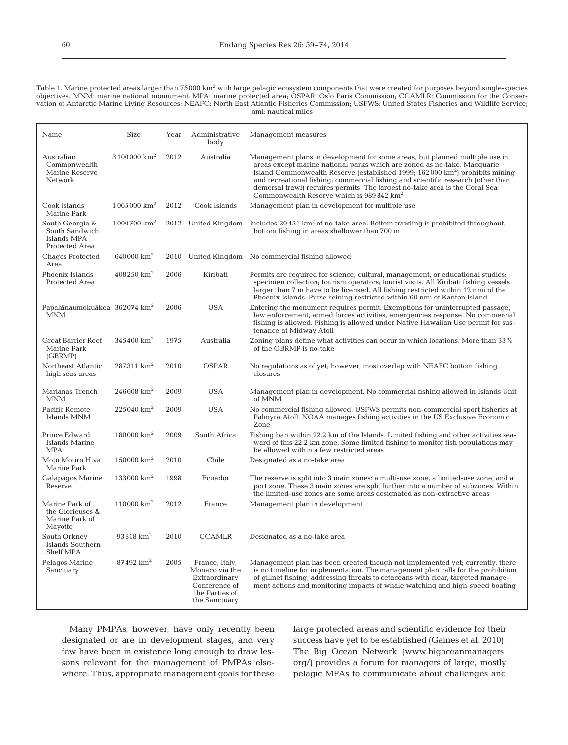Table 1. Marine protected areas larger than 75 000 $km^2$ with large pelagic ecosystem components that were created for purposes beyond single-species objectives. MNM: marine national momument; MPA: marine protected area; OSPAR: Oslo Paris Commission; CCAMLR: Commission for the Conservation of Antarctic Marine Living Resources; NEAFC: North East Atlantic Fisheries Commission; USFWS: United States Fisheries and Wildlife Service; nmi: nautical miles

| Name | Size | Year | Administrative body | Management measures |
|---|---|---|---|---|
| Australian Commonwealth Marine Reserve Network | 3 100 000 $km^2$ | 2012 | Australia | Management plans in development for some areas, but planned multiple use in areas except marine national parks which are zoned as no-take. Macquarie Island Commonwealth Reserve (established 1999; 162 000 $km^2$) prohibits mining and recreational fishing; commercial fishing and scientific research (other than demersal trawl) requires permits. The largest no-take area is the Coral Sea Commonwealth Reserve which is 989 842 $km^2$ |
| Cook Islands Marine Park | 1 065 000 $km^2$ | 2012 | Cook Islands | Management plan in development for multiple use |
| South Georgia & South Sandwich Islands MPA Protected Area | 1 000 700 $km^2$ | 2012 | United Kingdom | Includes 20 431 $km^2$ of no-take area. Bottom trawling is prohibited throughout, bottom fishing in areas shallower than 700 m |
| Chagos Protected Area | 640 000 $km^2$ | 2010 | United Kingdom | No commercial fishing allowed |
| Phoenix Islands Protected Area | 408 250 $km^2$ | 2006 | Kiribati | Permits are required for science, cultural, management, or educational studies; specimen collection; tourism operators; tourist visits. All Kiribati fishing vessels larger than 7 m have to be licensed. All fishing restricted within 12 nmi of the Phoenix Islands. Purse seining restricted within 60 nmi of Kanton Island |
| Papahānaumokuākea MNM | 362 074 $km^2$ | 2006 | USA | Entering the monument requires permit. Exemptions for uninterrupted passage, law enforcement, armed forces activities, emergencies response. No commercial fishing is allowed. Fishing is allowed under Native Hawaiian Use permit for sustenance at Midway Atoll |
| Great Barrier Reef Marine Park (GBRMP) | 345 400 $km^2$ | 1975 | Australia | Zoning plans define what activities can occur in which locations. More than 33% of the GBRMP is no-take |
| Northeast Atlantic high seas areas | 287 311 $km^2$ | 2010 | OSPAR | No regulations as of yet; however, most overlap with NEAFC bottom fishing closures |
| Marianas Trench MNM | 246 608 $km^2$ | 2009 | USA | Management plan in development. No commercial fishing allowed in Islands Unit of MNM |
| Pacific Remote Islands MNM | 225 040 $km^2$ | 2009 | USA | No commercial fishing allowed. USFWS permits non-commercial sport fisheries at Palmyra Atoll. NOAA manages fishing activities in the US Exclusive Economic Zone |
| Prince Edward Islands Marine MPA | 180 000 $km^2$ | 2009 | South Africa | Fishing ban within 22.2 km of the Islands. Limited fishing and other activities seaward of this 22.2 km zone. Some limited fishing to monitor fish populations may be allowed within a few restricted areas |
| Motu Motiro Hiva Marine Park | 150 000 $km^2$ | 2010 | Chile | Designated as a no-take area |
| Galapagos Marine Reserve | 133 000 $km^2$ | 1998 | Ecuador | The reserve is split into 3 main zones: a multi-use zone, a limited-use zone, and a port zone. These 3 main zones are split further into a number of subzones. Within the limited-use zones are some areas designated as non-extractive areas |
| Marine Park of the Glorieuses & Marine Park of Mayotte | 110 000 $km^2$ | 2012 | France | Management plan in development |
| South Orkney Islands Southern Shelf MPA | 93 818 $km^2$ | 2010 | CCAMLR | Designated as a no-take area |
| Pelagos Marine Sanctuary | 87 492 $km^2$ | 2005 | France, Italy, Monaco via the Extraordinary Conference of the Parties of the Sanctuary | Management plan has been created though not implemented yet; currently, there is no timeline for implementation. The management plan calls for the prohibition of gillnet fishing, addressing threats to cetaceans with clear, targeted management actions and monitoring impacts of whale watching and high-speed boating |

Many PMPAs, however, have only recently been designated or are in development stages, and very few have been in existence long enough to draw lessons relevant for the management of PMPAs elsewhere. Thus, appropriate management goals for these large protected areas and scientific evidence for their success have yet to be established (Gaines et al. 2010). The Big Ocean Network (www.bigoceanmanagers.org/) provides a forum for managers of large, mostly pelagic MPAs to communicate about challenges and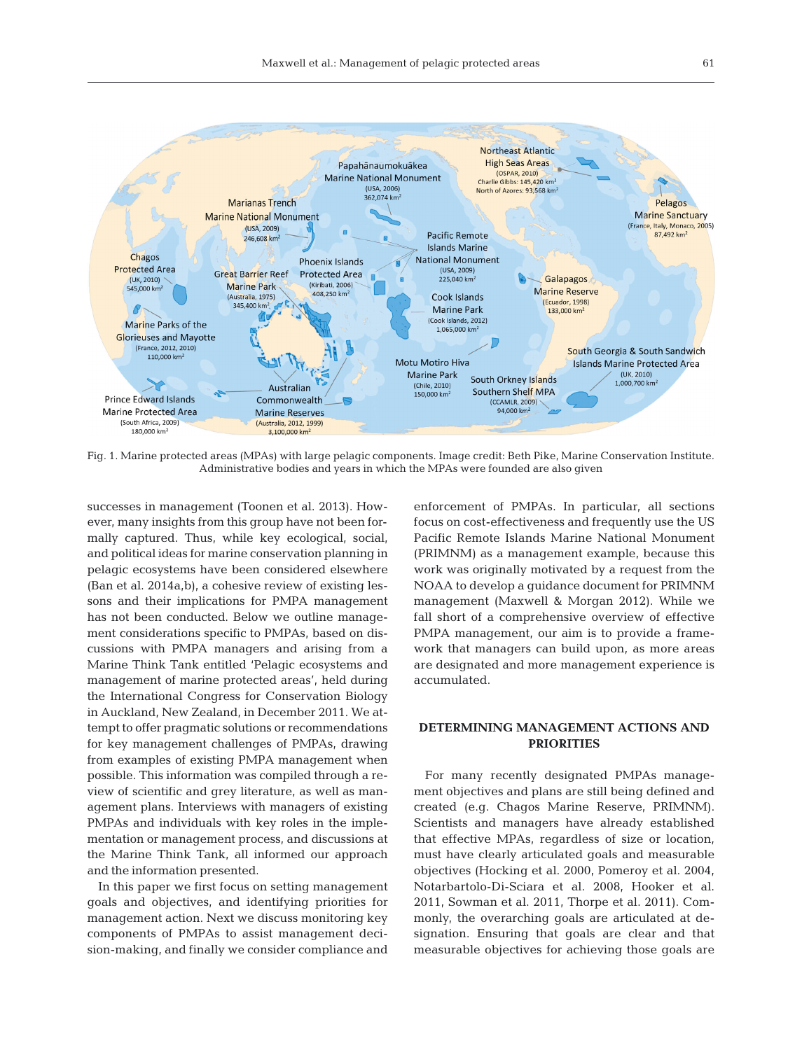Fig. 1. Marine protected areas (MPAs) with large pelagic components. Image credit: Beth Pike, Marine Conservation Institute. Administrative bodies and years in which the MPAs were founded are also given

successes in management (Toonen et al. 2013). However, many insights from this group have not been formally captured. Thus, while key ecological, social, and political ideas for marine conservation planning in pelagic ecosystems have been considered elsewhere (Ban et al. 2014a,b), a cohesive review of existing lessons and their implications for PMPA management has not been conducted. Below we outline management considerations specific to PMPAs, based on discussions with PMPA managers and arising from a Marine Think Tank entitled 'Pelagic ecosystems and management of marine protected areas', held during the International Congress for Conservation Biology in Auckland, New Zealand, in December 2011. We attempt to offer pragmatic solutions or recommendations for key management challenges of PMPAs, drawing from examples of existing PMPA management when possible. This information was compiled through a review of scientific and grey literature, as well as management plans. Interviews with managers of existing PMPAs and individuals with key roles in the implementation or management process, and discussions at the Marine Think Tank, all informed our approach and the information presented.

In this paper we first focus on setting management goals and objectives, and identifying priorities for management action. Next we discuss monitoring key components of PMPAs to assist management decision-making, and finally we consider compliance and enforcement of PMPAs. In particular, all sections focus on cost-effectiveness and frequently use the US Pacific Remote Islands Marine National Monument (PRIMNM) as a management example, because this work was originally motivated by a request from the NOAA to develop a guidance document for PRIMNM management (Maxwell & Morgan 2012). While we fall short of a comprehensive overview of effective PMPA management, our aim is to provide a framework that managers can build upon, as more areas are designated and more management experience is accumulated.

## DETERMINING MANAGEMENT ACTIONS AND PRIORITIES

For many recently designated PMPAs management objectives and plans are still being defined and created (e.g. Chagos Marine Reserve, PRIMNM). Scientists and managers have already established that effective MPAs, regardless of size or location, must have clearly articulated goals and measurable objectives (Hocking et al. 2000, Pomeroy et al. 2004, Notarbartolo-Di-Sciara et al. 2008, Hooker et al. 2011, Sowman et al. 2011, Thorpe et al. 2011). Commonly, the overarching goals are articulated at designation. Ensuring that goals are clear and that measurable objectives for achieving those goals are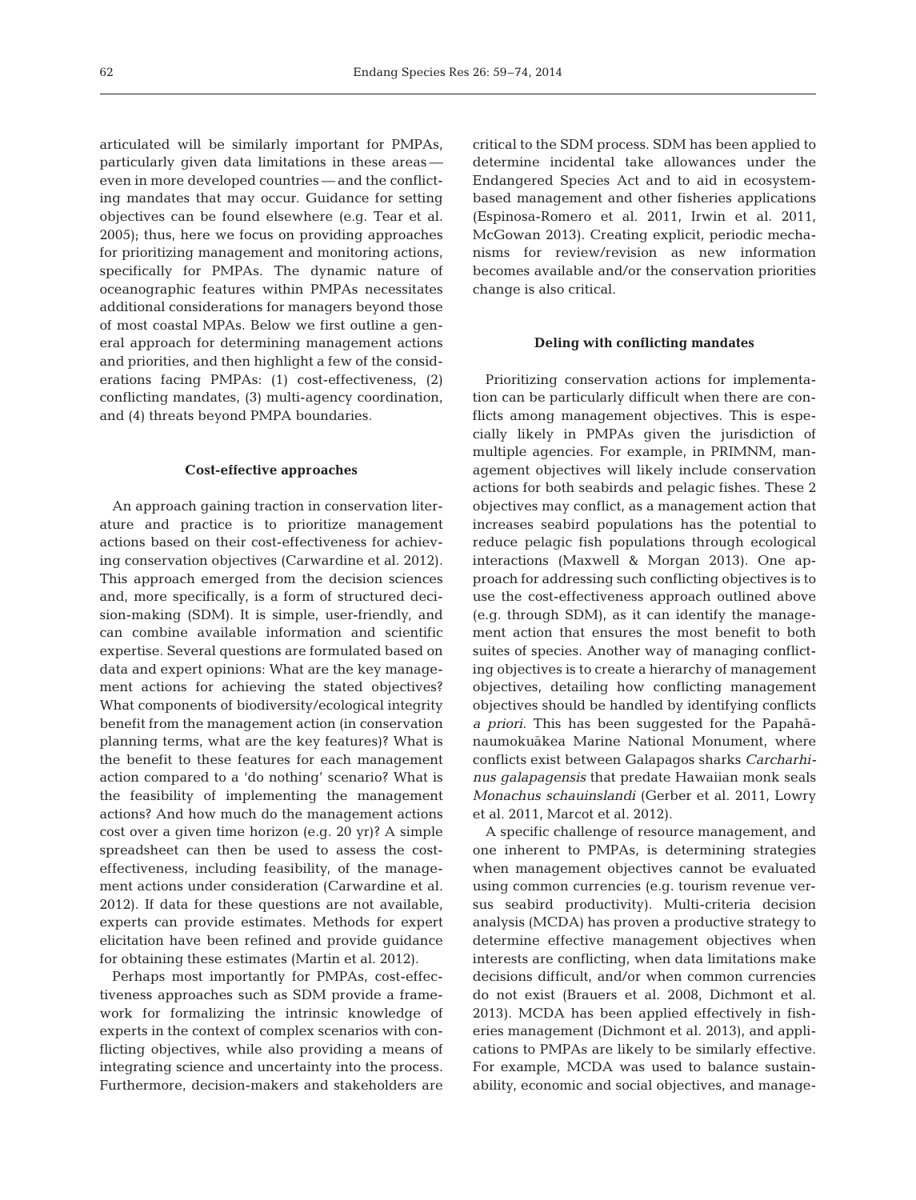articulated will be similarly important for PMPAs, particularly given data limitations in these areas — even in more developed countries — and the conflicting mandates that may occur. Guidance for setting objectives can be found elsewhere (e.g. Tear et al. 2005); thus, here we focus on providing approaches for prioritizing management and monitoring actions, specifically for PMPAs. The dynamic nature of oceanographic features within PMPAs necessitates additional considerations for managers beyond those of most coastal MPAs. Below we first outline a general approach for determining management actions and priorities, and then highlight a few of the considerations facing PMPAs: (1) cost-effectiveness, (2) conflicting mandates, (3) multi-agency coordination, and (4) threats beyond PMPA boundaries.

### Cost-effective approaches

An approach gaining traction in conservation literature and practice is to prioritize management actions based on their cost-effectiveness for achieving conservation objectives (Carwardine et al. 2012). This approach emerged from the decision sciences and, more specifically, is a form of structured decision-making (SDM). It is simple, user-friendly, and can combine available information and scientific expertise. Several questions are formulated based on data and expert opinions: What are the key management actions for achieving the stated objectives? What components of biodiversity/ecological integrity benefit from the management action (in conservation planning terms, what are the key features)? What is the benefit to these features for each management action compared to a 'do nothing' scenario? What is the feasibility of implementing the management actions? And how much do the management actions cost over a given time horizon (e.g. 20 yr)? A simple spreadsheet can then be used to assess the cost-effectiveness, including feasibility, of the management actions under consideration (Carwardine et al. 2012). If data for these questions are not available, experts can provide estimates. Methods for expert elicitation have been refined and provide guidance for obtaining these estimates (Martin et al. 2012).

Perhaps most importantly for PMPAs, cost-effectiveness approaches such as SDM provide a framework for formalizing the intrinsic knowledge of experts in the context of complex scenarios with conflicting objectives, while also providing a means of integrating science and uncertainty into the process. Furthermore, decision-makers and stakeholders are critical to the SDM process. SDM has been applied to determine incidental take allowances under the Endangered Species Act and to aid in ecosystem-based management and other fisheries applications (Espinosa-Romero et al. 2011, Irwin et al. 2011, McGowan 2013). Creating explicit, periodic mechanisms for review/revision as new information becomes available and/or the conservation priorities change is also critical.

### Deling with conflicting mandates

Prioritizing conservation actions for implementation can be particularly difficult when there are conflicts among management objectives. This is especially likely in PMPAs given the jurisdiction of multiple agencies. For example, in PRIMNM, management objectives will likely include conservation actions for both seabirds and pelagic fishes. These 2 objectives may conflict, as a management action that increases seabird populations has the potential to reduce pelagic fish populations through ecological interactions (Maxwell & Morgan 2013). One approach for addressing such conflicting objectives is to use the cost-effectiveness approach outlined above (e.g. through SDM), as it can identify the management action that ensures the most benefit to both suites of species. Another way of managing conflicting objectives is to create a hierarchy of management objectives, detailing how conflicting management objectives should be handled by identifying conflicts *a priori*. This has been suggested for the Papahānaumokuākea Marine National Monument, where conflicts exist between Galapagos sharks *Carcharhinus galapagensis* that predate Hawaiian monk seals *Monachus schauinslandi* (Gerber et al. 2011, Lowry et al. 2011, Marcot et al. 2012).

A specific challenge of resource management, and one inherent to PMPAs, is determining strategies when management objectives cannot be evaluated using common currencies (e.g. tourism revenue versus seabird productivity). Multi-criteria decision analysis (MCDA) has proven a productive strategy to determine effective management objectives when interests are conflicting, when data limitations make decisions difficult, and/or when common currencies do not exist (Brauers et al. 2008, Dichmont et al. 2013). MCDA has been applied effectively in fisheries management (Dichmont et al. 2013), and applications to PMPAs are likely to be similarly effective. For example, MCDA was used to balance sustainability, economic and social objectives, and manage-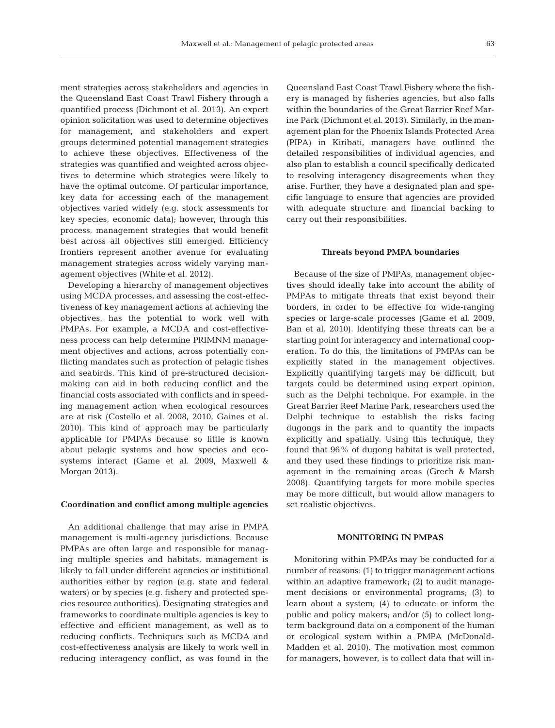ment strategies across stakeholders and agencies in the Queensland East Coast Trawl Fishery through a quantified process (Dichmont et al. 2013). An expert opinion solicitation was used to determine objectives for management, and stakeholders and expert groups determined potential management strategies to achieve these objectives. Effectiveness of the strategies was quantified and weighted across objectives to determine which strategies were likely to have the optimal outcome. Of particular importance, key data for accessing each of the management objectives varied widely (e.g. stock assessments for key species, economic data); however, through this process, management strategies that would benefit best across all objectives still emerged. Efficiency frontiers represent another avenue for evaluating management strategies across widely varying management objectives (White et al. 2012).

Developing a hierarchy of management objectives using MCDA processes, and assessing the cost-effectiveness of key management actions at achieving the objectives, has the potential to work well with PMPAs. For example, a MCDA and cost-effectiveness process can help determine PRIMNM management objectives and actions, across potentially conflicting mandates such as protection of pelagic fishes and seabirds. This kind of pre-structured decision-making can aid in both reducing conflict and the financial costs associated with conflicts and in speeding management action when ecological resources are at risk (Costello et al. 2008, 2010, Gaines et al. 2010). This kind of approach may be particularly applicable for PMPAs because so little is known about pelagic systems and how species and ecosystems interact (Game et al. 2009, Maxwell & Morgan 2013).

### Coordination and conflict among multiple agencies

An additional challenge that may arise in PMPA management is multi-agency jurisdictions. Because PMPAs are often large and responsible for managing multiple species and habitats, management is likely to fall under different agencies or institutional authorities either by region (e.g. state and federal waters) or by species (e.g. fishery and protected species resource authorities). Designating strategies and frameworks to coordinate multiple agencies is key to effective and efficient management, as well as to reducing conflicts. Techniques such as MCDA and cost-effectiveness analysis are likely to work well in reducing interagency conflict, as was found in the Queensland East Coast Trawl Fishery where the fishery is managed by fisheries agencies, but also falls within the boundaries of the Great Barrier Reef Marine Park (Dichmont et al. 2013). Similarly, in the management plan for the Phoenix Islands Protected Area (PIPA) in Kiribati, managers have outlined the detailed responsibilities of individual agencies, and also plan to establish a council specifically dedicated to resolving interagency disagreements when they arise. Further, they have a designated plan and specific language to ensure that agencies are provided with adequate structure and financial backing to carry out their responsibilities.

### Threats beyond PMPA boundaries

Because of the size of PMPAs, management objectives should ideally take into account the ability of PMPAs to mitigate threats that exist beyond their borders, in order to be effective for wide-ranging species or large-scale processes (Game et al. 2009, Ban et al. 2010). Identifying these threats can be a starting point for interagency and international cooperation. To do this, the limitations of PMPAs can be explicitly stated in the management objectives. Explicitly quantifying targets may be difficult, but targets could be determined using expert opinion, such as the Delphi technique. For example, in the Great Barrier Reef Marine Park, researchers used the Delphi technique to establish the risks facing dugongs in the park and to quantify the impacts explicitly and spatially. Using this technique, they found that 96% of dugong habitat is well protected, and they used these findings to prioritize risk management in the remaining areas (Grech & Marsh 2008). Quantifying targets for more mobile species may be more difficult, but would allow managers to set realistic objectives.

## MONITORING IN PMPAS

Monitoring within PMPAs may be conducted for a number of reasons: (1) to trigger management actions within an adaptive framework; (2) to audit management decisions or environmental programs; (3) to learn about a system; (4) to educate or inform the public and policy makers; and/or (5) to collect long-term background data on a component of the human or ecological system within a PMPA (McDonald-Madden et al. 2010). The motivation most common for managers, however, is to collect data that will in-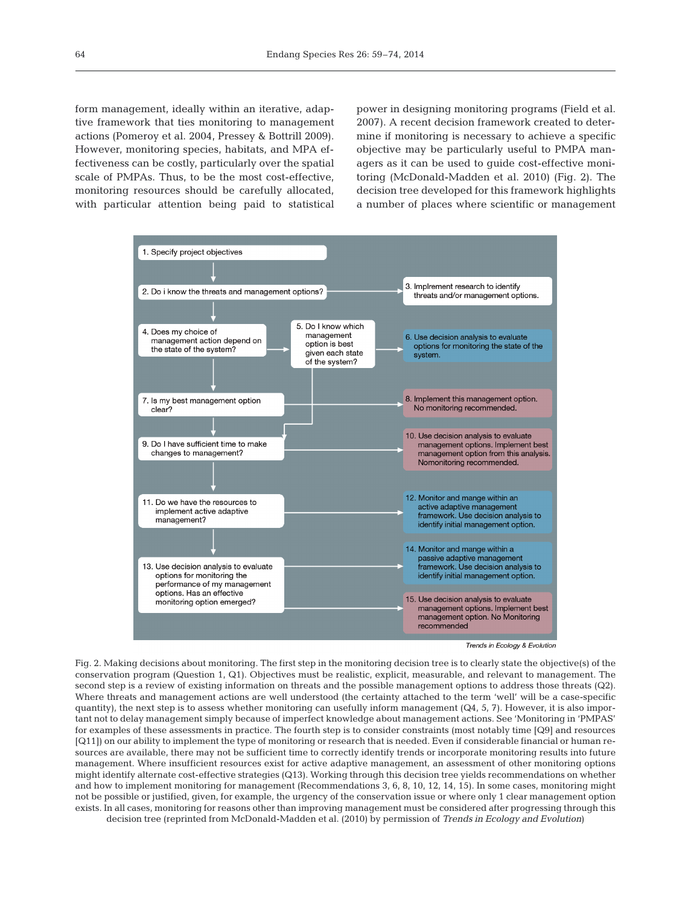form management, ideally within an iterative, adaptive framework that ties monitoring to management actions (Pomeroy et al. 2004, Pressey & Bottrill 2009). However, monitoring species, habitats, and MPA effectiveness can be costly, particularly over the spatial scale of PMPAs. Thus, to be the most cost-effective, monitoring resources should be carefully allocated, with particular attention being paid to statistical power in designing monitoring programs (Field et al. 2007). A recent decision framework created to determine if monitoring is necessary to achieve a specific objective may be particularly useful to PMPA managers as it can be used to guide cost-effective monitoring (McDonald-Madden et al. 2010) (Fig. 2). The decision tree developed for this framework highlights a number of places where scientific or management

1. Specify project objectives

2. Do i know the threats and management options?

3. Implrement research to identify threats and/or management options.

4. Does my choice of management action depend on the state of the system?

5. Do I know which management option is best given each state of the system?

6. Use decision analysis to evaluate options for monitoring the state of the system.

7. Is my best management option clear?

8. Implement this management option. No monitoring recommended.

9. Do I have sufficient time to make changes to management?

10. Use decision analysis to evaluate management options. Implement best management option from this analysis. Nomonitoring recommended.

11. Do we have the resources to implement active adaptive management?

12. Monitor and mange within an active adaptive management framework. Use decision analysis to identify initial management option.

13. Use decision analysis to evaluate options for monitoring the performance of my management options. Has an effective monitoring option emerged?

14. Monitor and mange within a passive adaptive management framework. Use decision analysis to identify initial management option.

15. Use decision analysis to evaluate management options. Implement best management option. No Monitoring recommended

*Trends in Ecology & Evolution*

Fig. 2. Making decisions about monitoring. The first step in the monitoring decision tree is to clearly state the objective(s) of the conservation program (Question 1, Q1). Objectives must be realistic, explicit, measurable, and relevant to management. The second step is a review of existing information on threats and the possible management options to address those threats (Q2). Where threats and management actions are well understood (the certainty attached to the term 'well' will be a case-specific quantity), the next step is to assess whether monitoring can usefully inform management (Q4, 5, 7). However, it is also important not to delay management simply because of imperfect knowledge about management actions. See 'Monitoring in 'PMPAS' for examples of these assessments in practice. The fourth step is to consider constraints (most notably time [Q9] and resources [Q11]) on our ability to implement the type of monitoring or research that is needed. Even if considerable financial or human resources are available, there may not be sufficient time to correctly identify trends or incorporate monitoring results into future management. Where insufficient resources exist for active adaptive management, an assessment of other monitoring options might identify alternate cost-effective strategies (Q13). Working through this decision tree yields recommendations on whether and how to implement monitoring for management (Recommendations 3, 6, 8, 10, 12, 14, 15). In some cases, monitoring might not be possible or justified, given, for example, the urgency of the conservation issue or where only 1 clear management option exists. In all cases, monitoring for reasons other than improving management must be considered after progressing through this decision tree (reprinted from McDonald-Madden et al. (2010) by permission of *Trends in Ecology and Evolution*)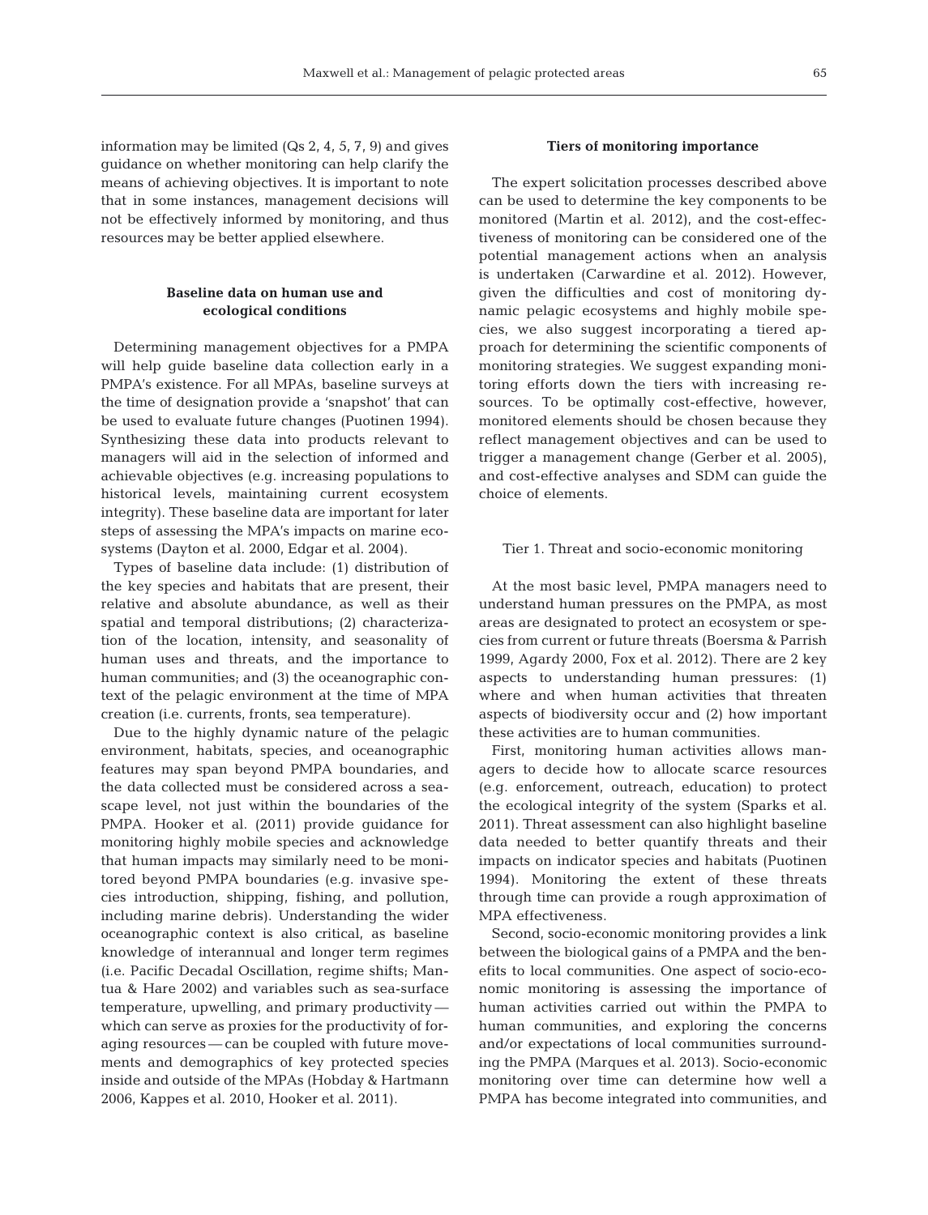information may be limited (Qs 2, 4, 5, 7, 9) and gives guidance on whether monitoring can help clarify the means of achieving objectives. It is important to note that in some instances, management decisions will not be effectively informed by monitoring, and thus resources may be better applied elsewhere.

## Baseline data on human use and ecological conditions

Determining management objectives for a PMPA will help guide baseline data collection early in a PMPA's existence. For all MPAs, baseline surveys at the time of designation provide a 'snapshot' that can be used to evaluate future changes (Puotinen 1994). Synthesizing these data into products relevant to managers will aid in the selection of informed and achievable objectives (e.g. increasing populations to historical levels, maintaining current ecosystem integrity). These baseline data are important for later steps of assessing the MPA's impacts on marine ecosystems (Dayton et al. 2000, Edgar et al. 2004).

Types of baseline data include: (1) distribution of the key species and habitats that are present, their relative and absolute abundance, as well as their spatial and temporal distributions; (2) characterization of the location, intensity, and seasonality of human uses and threats, and the importance to human communities; and (3) the oceanographic context of the pelagic environment at the time of MPA creation (i.e. currents, fronts, sea temperature).

Due to the highly dynamic nature of the pelagic environment, habitats, species, and oceanographic features may span beyond PMPA boundaries, and the data collected must be considered across a seascape level, not just within the boundaries of the PMPA. Hooker et al. (2011) provide guidance for monitoring highly mobile species and acknowledge that human impacts may similarly need to be monitored beyond PMPA boundaries (e.g. invasive species introduction, shipping, fishing, and pollution, including marine debris). Understanding the wider oceanographic context is also critical, as baseline knowledge of interannual and longer term regimes (i.e. Pacific Decadal Oscillation, regime shifts; Mantua & Hare 2002) and variables such as sea-surface temperature, upwelling, and primary productivity — which can serve as proxies for the productivity of foraging resources — can be coupled with future movements and demographics of key protected species inside and outside of the MPAs (Hobday & Hartmann 2006, Kappes et al. 2010, Hooker et al. 2011).

## Tiers of monitoring importance

The expert solicitation processes described above can be used to determine the key components to be monitored (Martin et al. 2012), and the cost-effectiveness of monitoring can be considered one of the potential management actions when an analysis is undertaken (Carwardine et al. 2012). However, given the difficulties and cost of monitoring dynamic pelagic ecosystems and highly mobile species, we also suggest incorporating a tiered approach for determining the scientific components of monitoring strategies. We suggest expanding monitoring efforts down the tiers with increasing resources. To be optimally cost-effective, however, monitored elements should be chosen because they reflect management objectives and can be used to trigger a management change (Gerber et al. 2005), and cost-effective analyses and SDM can guide the choice of elements.

### Tier 1. Threat and socio-economic monitoring

At the most basic level, PMPA managers need to understand human pressures on the PMPA, as most areas are designated to protect an ecosystem or species from current or future threats (Boersma & Parrish 1999, Agardy 2000, Fox et al. 2012). There are 2 key aspects to understanding human pressures: (1) where and when human activities that threaten aspects of biodiversity occur and (2) how important these activities are to human communities.

First, monitoring human activities allows managers to decide how to allocate scarce resources (e.g. enforcement, outreach, education) to protect the ecological integrity of the system (Sparks et al. 2011). Threat assessment can also highlight baseline data needed to better quantify threats and their impacts on indicator species and habitats (Puotinen 1994). Monitoring the extent of these threats through time can provide a rough approximation of MPA effectiveness.

Second, socio-economic monitoring provides a link between the biological gains of a PMPA and the benefits to local communities. One aspect of socio-economic monitoring is assessing the importance of human activities carried out within the PMPA to human communities, and exploring the concerns and/or expectations of local communities surrounding the PMPA (Marques et al. 2013). Socio-economic monitoring over time can determine how well a PMPA has become integrated into communities, and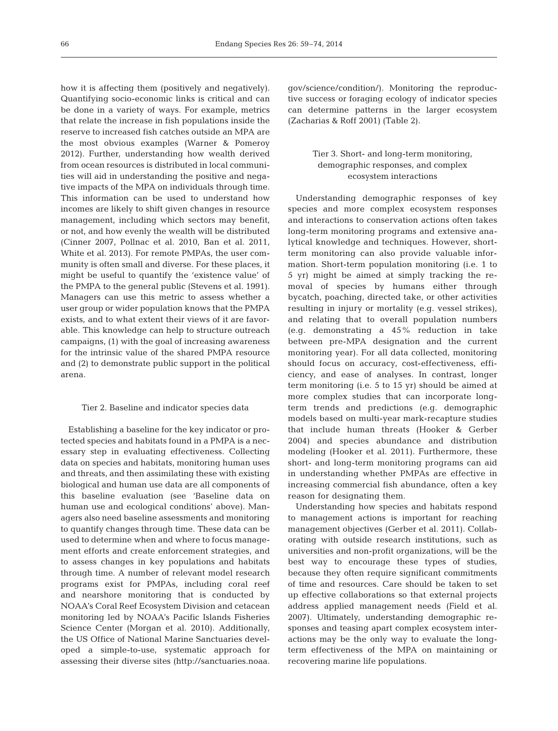how it is affecting them (positively and negatively). Quantifying socio-economic links is critical and can be done in a variety of ways. For example, metrics that relate the increase in fish populations inside the reserve to increased fish catches outside an MPA are the most obvious examples (Warner & Pomeroy 2012). Further, understanding how wealth derived from ocean resources is distributed in local communities will aid in understanding the positive and negative impacts of the MPA on individuals through time. This information can be used to understand how incomes are likely to shift given changes in resource management, including which sectors may benefit, or not, and how evenly the wealth will be distributed (Cinner 2007, Pollnac et al. 2010, Ban et al. 2011, White et al. 2013). For remote PMPAs, the user community is often small and diverse. For these places, it might be useful to quantify the 'existence value' of the PMPA to the general public (Stevens et al. 1991). Managers can use this metric to assess whether a user group or wider population knows that the PMPA exists, and to what extent their views of it are favorable. This knowledge can help to structure outreach campaigns, (1) with the goal of increasing awareness for the intrinsic value of the shared PMPA resource and (2) to demonstrate public support in the political arena.

### Tier 2. Baseline and indicator species data

Establishing a baseline for the key indicator or protected species and habitats found in a PMPA is a necessary step in evaluating effectiveness. Collecting data on species and habitats, monitoring human uses and threats, and then assimilating these with existing biological and human use data are all components of this baseline evaluation (see 'Baseline data on human use and ecological conditions' above). Managers also need baseline assessments and monitoring to quantify changes through time. These data can be used to determine when and where to focus management efforts and create enforcement strategies, and to assess changes in key populations and habitats through time. A number of relevant model research programs exist for PMPAs, including coral reef and nearshore monitoring that is conducted by NOAA's Coral Reef Ecosystem Division and cetacean monitoring led by NOAA's Pacific Islands Fisheries Science Center (Morgan et al. 2010). Additionally, the US Office of National Marine Sanctuaries developed a simple-to-use, systematic approach for assessing their diverse sites (http://sanctuaries.noaa.gov/science/condition/). Monitoring the reproductive success or foraging ecology of indicator species can determine patterns in the larger ecosystem (Zacharias & Roff 2001) (Table 2).

### Tier 3. Short- and long-term monitoring, demographic responses, and complex ecosystem interactions

Understanding demographic responses of key species and more complex ecosystem responses and interactions to conservation actions often takes long-term monitoring programs and extensive analytical knowledge and techniques. However, short-term monitoring can also provide valuable information. Short-term population monitoring (i.e. 1 to 5 yr) might be aimed at simply tracking the removal of species by humans either through bycatch, poaching, directed take, or other activities resulting in injury or mortality (e.g. vessel strikes), and relating that to overall population numbers (e.g. demonstrating a 45% reduction in take between pre-MPA designation and the current monitoring year). For all data collected, monitoring should focus on accuracy, cost-effectiveness, efficiency, and ease of analyses. In contrast, longer term monitoring (i.e. 5 to 15 yr) should be aimed at more complex studies that can incorporate long-term trends and predictions (e.g. demographic models based on multi-year mark-recapture studies that include human threats (Hooker & Gerber 2004) and species abundance and distribution modeling (Hooker et al. 2011). Furthermore, these short- and long-term monitoring programs can aid in understanding whether PMPAs are effective in increasing commercial fish abundance, often a key reason for designating them.

Understanding how species and habitats respond to management actions is important for reaching management objectives (Gerber et al. 2011). Collaborating with outside research institutions, such as universities and non-profit organizations, will be the best way to encourage these types of studies, because they often require significant commitments of time and resources. Care should be taken to set up effective collaborations so that external projects address applied management needs (Field et al. 2007). Ultimately, understanding demographic responses and teasing apart complex ecosystem interactions may be the only way to evaluate the long-term effectiveness of the MPA on maintaining or recovering marine life populations.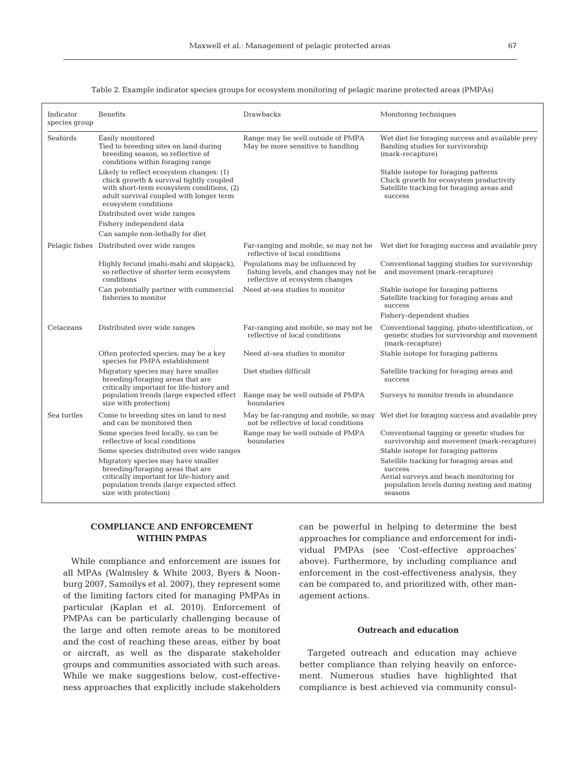Table 2. Example indicator species groups for ecosystem monitoring of pelagic marine protected areas (PMPAs)

| Indicator species group | Benefits | Drawbacks | Monitoring techniques |
|---|---|---|---|
| Seabirds | Easily monitored<br>Tied to breeding sites on land during breeding season, so reflective of conditions within foraging range | Range may be well outside of PMPA<br>May be more sensitive to handling | Wet diet for foraging success and available prey<br>Banding studies for survivorship (mark-recapture) |
| | Likely to reflect ecosystem changes: (1) chick growth & survival tightly coupled with short-term ecosystem conditions, (2) adult survival coupled with longer term ecosystem conditions | | Stable isotope for foraging patterns<br>Chick growth for ecosystem productivity<br>Satellite tracking for foraging areas and success |
| | Distributed over wide ranges | | |
| | Fishery independent data | | |
| | Can sample non-lethally for diet | | |
| Pelagic fishes | Distributed over wide ranges | Far-ranging and mobile, so may not be reflective of local conditions | Wet diet for foraging success and available prey |
| | Highly fecund (mahi-mahi and skipjack), so reflective of shorter term ecosystem conditions | Populations may be influenced by fishing levels, and changes may not be reflective of ecosystem changes | Conventional tagging studies for survivorship and movement (mark-recapture) |
| | Can potentially partner with commercial fisheries to monitor | Need at-sea studies to monitor | Stable isotope for foraging patterns<br>Satellite tracking for foraging areas and success |
| | | | Fishery-dependent studies |
| Cetaceans | Distributed over wide ranges | Far-ranging and mobile, so may not be reflective of local conditions | Conventional tagging, photo-identification, or genetic studies for survivorship and movement (mark-recapture) |
| | Often protected species; may be a key species for PMPA establishment | Need at-sea studies to monitor | Stable isotope for foraging patterns |
| | Migratory species may have smaller breeding/foraging areas that are critically important for life-history and population trends (large expected effect size with protection) | Diet studies difficult | Satellite tracking for foraging areas and success |
| | | Range may be well outside of PMPA boundaries | Surveys to monitor trends in abundance |
| Sea turtles | Come to breeding sites on land to nest and can be monitored then | May be far-ranging and mobile, so may not be reflective of local conditions | Wet diet for foraging success and available prey |
| | Some species feed locally, so can be reflective of local conditions | Range may be well outside of PMPA boundaries | Conventional tagging or genetic studies for survivorship and movement (mark-recapture) |
| | Some species distributed over wide ranges | | Stable isotope for foraging patterns |
| | Migratory species may have smaller breeding/foraging areas that are critically important for life-history and population trends (large expected effect size with protection) | | Satellite tracking for foraging areas and success<br>Aerial surveys and beach monitoring for population levels during nesting and mating seasons |

## COMPLIANCE AND ENFORCEMENT WITHIN PMPAS

While compliance and enforcement are issues for all MPAs (Walmsley & White 2003, Byers & Noonburg 2007, Samoilys et al. 2007), they represent some of the limiting factors cited for managing PMPAs in particular (Kaplan et al. 2010). Enforcement of PMPAs can be particularly challenging because of the large and often remote areas to be monitored and the cost of reaching these areas, either by boat or aircraft, as well as the disparate stakeholder groups and communities associated with such areas. While we make suggestions below, cost-effectiveness approaches that explicitly include stakeholders can be powerful in helping to determine the best approaches for compliance and enforcement for individual PMPAs (see 'Cost-effective approaches' above). Furthermore, by including compliance and enforcement in the cost-effectiveness analysis, they can be compared to, and prioritized with, other management actions.

### Outreach and education

Targeted outreach and education may achieve better compliance than relying heavily on enforcement. Numerous studies have highlighted that compliance is best achieved via community consul-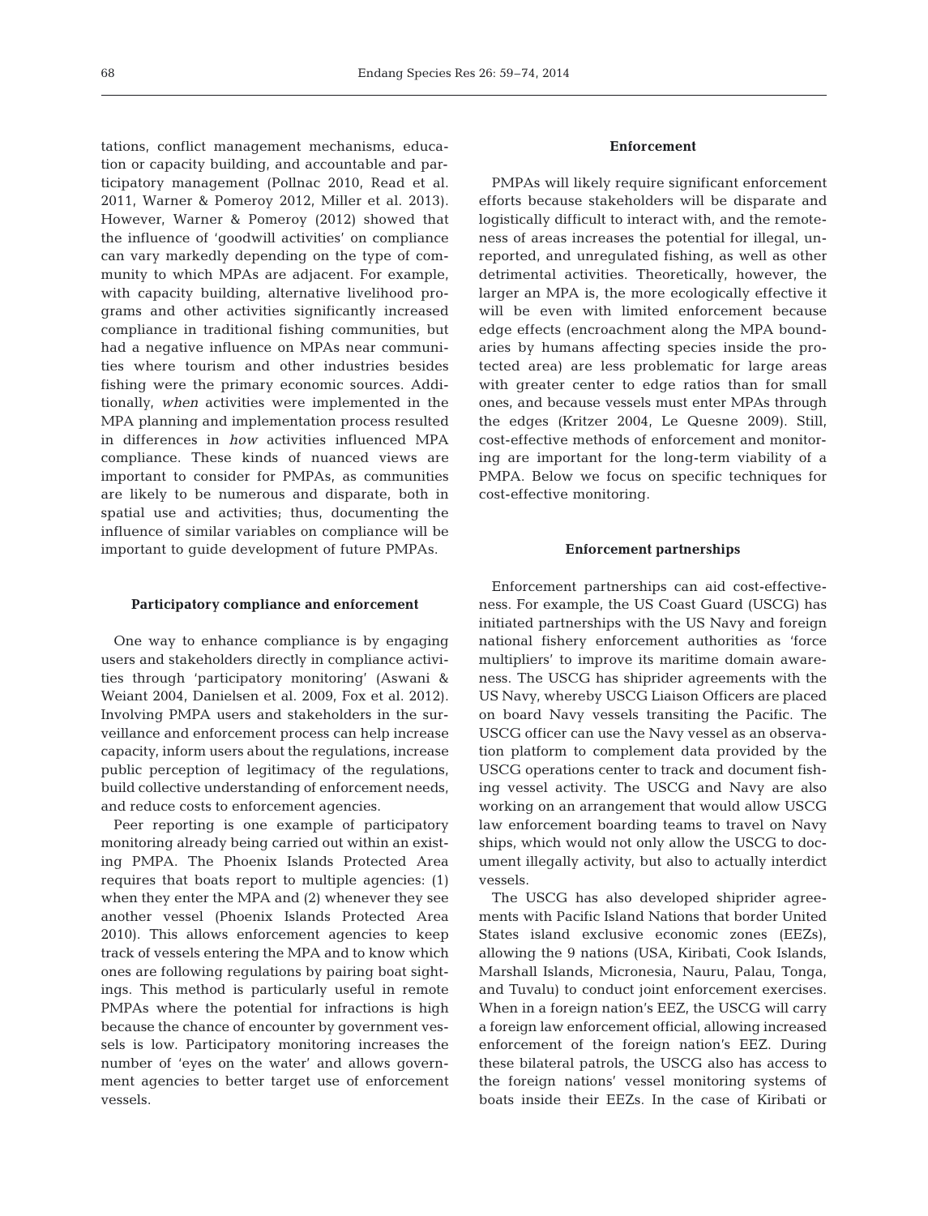tations, conflict management mechanisms, education or capacity building, and accountable and participatory management (Pollnac 2010, Read et al. 2011, Warner & Pomeroy 2012, Miller et al. 2013). However, Warner & Pomeroy (2012) showed that the influence of 'goodwill activities' on compliance can vary markedly depending on the type of community to which MPAs are adjacent. For example, with capacity building, alternative livelihood programs and other activities significantly increased compliance in traditional fishing communities, but had a negative influence on MPAs near communities where tourism and other industries besides fishing were the primary economic sources. Additionally, *when* activities were implemented in the MPA planning and implementation process resulted in differences in *how* activities influenced MPA compliance. These kinds of nuanced views are important to consider for PMPAs, as communities are likely to be numerous and disparate, both in spatial use and activities; thus, documenting the influence of similar variables on compliance will be important to guide development of future PMPAs.

#### Participatory compliance and enforcement

One way to enhance compliance is by engaging users and stakeholders directly in compliance activities through 'participatory monitoring' (Aswani & Weiant 2004, Danielsen et al. 2009, Fox et al. 2012). Involving PMPA users and stakeholders in the surveillance and enforcement process can help increase capacity, inform users about the regulations, increase public perception of legitimacy of the regulations, build collective understanding of enforcement needs, and reduce costs to enforcement agencies.

Peer reporting is one example of participatory monitoring already being carried out within an existing PMPA. The Phoenix Islands Protected Area requires that boats report to multiple agencies: (1) when they enter the MPA and (2) whenever they see another vessel (Phoenix Islands Protected Area 2010). This allows enforcement agencies to keep track of vessels entering the MPA and to know which ones are following regulations by pairing boat sightings. This method is particularly useful in remote PMPAs where the potential for infractions is high because the chance of encounter by government vessels is low. Participatory monitoring increases the number of 'eyes on the water' and allows government agencies to better target use of enforcement vessels.

#### Enforcement

PMPAs will likely require significant enforcement efforts because stakeholders will be disparate and logistically difficult to interact with, and the remoteness of areas increases the potential for illegal, unreported, and unregulated fishing, as well as other detrimental activities. Theoretically, however, the larger an MPA is, the more ecologically effective it will be even with limited enforcement because edge effects (encroachment along the MPA boundaries by humans affecting species inside the protected area) are less problematic for large areas with greater center to edge ratios than for small ones, and because vessels must enter MPAs through the edges (Kritzer 2004, Le Quesne 2009). Still, cost-effective methods of enforcement and monitoring are important for the long-term viability of a PMPA. Below we focus on specific techniques for cost-effective monitoring.

#### Enforcement partnerships

Enforcement partnerships can aid cost-effectiveness. For example, the US Coast Guard (USCG) has initiated partnerships with the US Navy and foreign national fishery enforcement authorities as 'force multipliers' to improve its maritime domain awareness. The USCG has shiprider agreements with the US Navy, whereby USCG Liaison Officers are placed on board Navy vessels transiting the Pacific. The USCG officer can use the Navy vessel as an observation platform to complement data provided by the USCG operations center to track and document fishing vessel activity. The USCG and Navy are also working on an arrangement that would allow USCG law enforcement boarding teams to travel on Navy ships, which would not only allow the USCG to document illegally activity, but also to actually interdict vessels.

The USCG has also developed shiprider agreements with Pacific Island Nations that border United States island exclusive economic zones (EEZs), allowing the 9 nations (USA, Kiribati, Cook Islands, Marshall Islands, Micronesia, Nauru, Palau, Tonga, and Tuvalu) to conduct joint enforcement exercises. When in a foreign nation's EEZ, the USCG will carry a foreign law enforcement official, allowing increased enforcement of the foreign nation's EEZ. During these bilateral patrols, the USCG also has access to the foreign nations' vessel monitoring systems of boats inside their EEZs. In the case of Kiribati or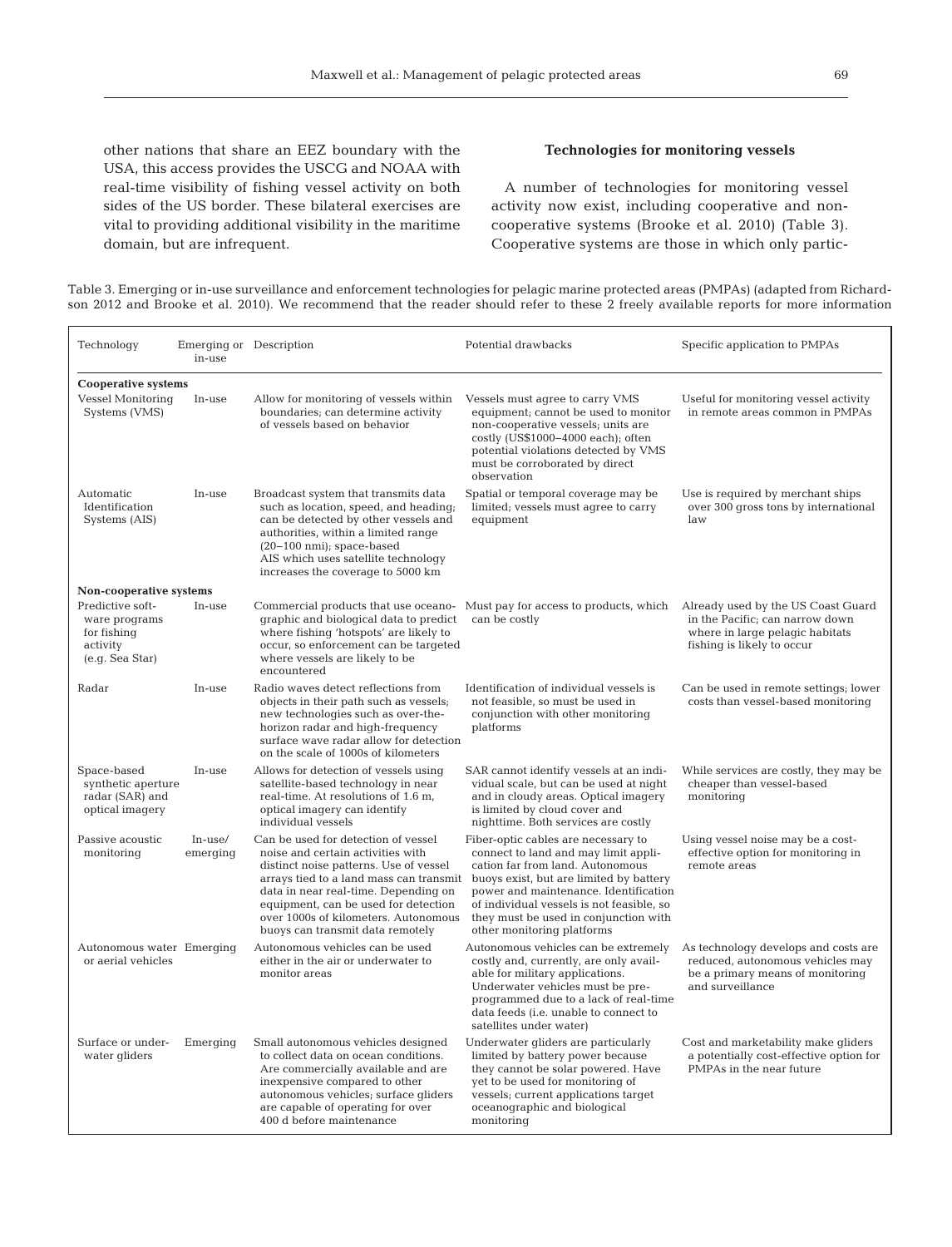other nations that share an EEZ boundary with the USA, this access provides the USCG and NOAA with real-time visibility of fishing vessel activity on both sides of the US border. These bilateral exercises are vital to providing additional visibility in the maritime domain, but are infrequent.

### Technologies for monitoring vessels

A number of technologies for monitoring vessel activity now exist, including cooperative and non-cooperative systems (Brooke et al. 2010) (Table 3). Cooperative systems are those in which only partic-

Table 3. Emerging or in-use surveillance and enforcement technologies for pelagic marine protected areas (PMPAs) (adapted from Richardson 2012 and Brooke et al. 2010). We recommend that the reader should refer to these 2 freely available reports for more information

| Technology | Emerging or in-use | Description | Potential drawbacks | Specific application to PMPAs |
|---|---|---|---|---|
| **Cooperative systems** | | | | |
| Vessel Monitoring Systems (VMS) | In-use | Allow for monitoring of vessels within boundaries; can determine activity of vessels based on behavior | Vessels must agree to carry VMS equipment; cannot be used to monitor non-cooperative vessels; units are costly (US$1000–4000 each); often potential violations detected by VMS must be corroborated by direct observation | Useful for monitoring vessel activity in remote areas common in PMPAs |
| Automatic Identification Systems (AIS) | In-use | Broadcast system that transmits data such as location, speed, and heading; can be detected by other vessels and authorities, within a limited range (20–100 nmi); space-based AIS which uses satellite technology increases the coverage to 5000 km | Spatial or temporal coverage may be limited; vessels must agree to carry equipment | Use is required by merchant ships over 300 gross tons by international law |
| **Non-cooperative systems** | | | | |
| Predictive software programs for fishing activity (e.g. Sea Star) | In-use | Commercial products that use oceanographic and biological data to predict where fishing 'hotspots' are likely to occur, so enforcement can be targeted where vessels are likely to be encountered | Must pay for access to products, which can be costly | Already used by the US Coast Guard in the Pacific; can narrow down where in large pelagic habitats fishing is likely to occur |
| Radar | In-use | Radio waves detect reflections from objects in their path such as vessels; new technologies such as over-the-horizon radar and high-frequency surface wave radar allow for detection on the scale of 1000s of kilometers | Identification of individual vessels is not feasible, so must be used in conjunction with other monitoring platforms | Can be used in remote settings; lower costs than vessel-based monitoring |
| Space-based synthetic aperture radar (SAR) and optical imagery | In-use | Allows for detection of vessels using satellite-based technology in near real-time. At resolutions of 1.6 m, optical imagery can identify individual vessels | SAR cannot identify vessels at an individual scale, but can be used at night and in cloudy areas. Optical imagery is limited by cloud cover and nighttime. Both services are costly | While services are costly, they may be cheaper than vessel-based monitoring |
| Passive acoustic monitoring | In-use/ emerging | Can be used for detection of vessel noise and certain activities with distinct noise patterns. Use of vessel arrays tied to a land mass can transmit data in near real-time. Depending on equipment, can be used for detection over 1000s of kilometers. Autonomous buoys can transmit data remotely | Fiber-optic cables are necessary to connect to land and may limit application far from land. Autonomous buoys exist, but are limited by battery power and maintenance. Identification of individual vessels is not feasible, so they must be used in conjunction with other monitoring platforms | Using vessel noise may be a cost-effective option for monitoring in remote areas |
| Autonomous water or aerial vehicles | Emerging | Autonomous vehicles can be used either in the air or underwater to monitor areas | Autonomous vehicles can be extremely costly and, currently, are only available for military applications. Underwater vehicles must be pre-programmed due to a lack of real-time data feeds (i.e. unable to connect to satellites under water) | As technology develops and costs are reduced, autonomous vehicles may be a primary means of monitoring and surveillance |
| Surface or underwater gliders | Emerging | Small autonomous vehicles designed to collect data on ocean conditions. Are commercially available and are inexpensive compared to other autonomous vehicles; surface gliders are capable of operating for over 400 d before maintenance | Underwater gliders are particularly limited by battery power because they cannot be solar powered. Have yet to be used for monitoring of vessels; current applications target oceanographic and biological monitoring | Cost and marketability make gliders a potentially cost-effective option for PMPAs in the near future |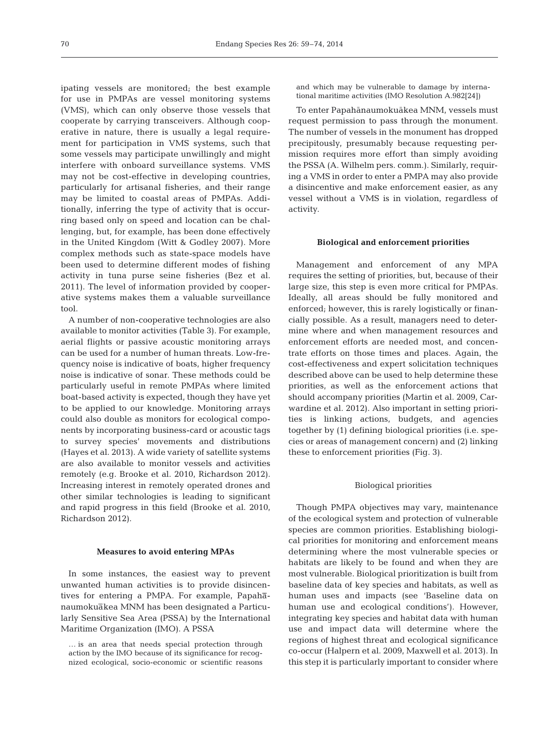ipating vessels are monitored; the best example for use in PMPAs are vessel monitoring systems (VMS), which can only observe those vessels that cooperate by carrying transceivers. Although cooperative in nature, there is usually a legal requirement for participation in VMS systems, such that some vessels may participate unwillingly and might interfere with onboard surveillance systems. VMS may not be cost-effective in developing countries, particularly for artisanal fisheries, and their range may be limited to coastal areas of PMPAs. Additionally, inferring the type of activity that is occurring based only on speed and location can be challenging, but, for example, has been done effectively in the United Kingdom (Witt & Godley 2007). More complex methods such as state-space models have been used to determine different modes of fishing activity in tuna purse seine fisheries (Bez et al. 2011). The level of information provided by cooperative systems makes them a valuable surveillance tool.

A number of non-cooperative technologies are also available to monitor activities (Table 3). For example, aerial flights or passive acoustic monitoring arrays can be used for a number of human threats. Low-frequency noise is indicative of boats, higher frequency noise is indicative of sonar. These methods could be particularly useful in remote PMPAs where limited boat-based activity is expected, though they have yet to be applied to our knowledge. Monitoring arrays could also double as monitors for ecological components by incorporating business-card or acoustic tags to survey species' movements and distributions (Hayes et al. 2013). A wide variety of satellite systems are also available to monitor vessels and activities remotely (e.g. Brooke et al. 2010, Richardson 2012). Increasing interest in remotely operated drones and other similar technologies is leading to significant and rapid progress in this field (Brooke et al. 2010, Richardson 2012).

### Measures to avoid entering MPAs

In some instances, the easiest way to prevent unwanted human activities is to provide disincentives for entering a PMPA. For example, Papahānaumokuākea MNM has been designated a Particularly Sensitive Sea Area (PSSA) by the International Maritime Organization (IMO). A PSSA

> … is an area that needs special protection through action by the IMO because of its significance for recognized ecological, socio-economic or scientific reasons and which may be vulnerable to damage by international maritime activities (IMO Resolution A.982[24])

To enter Papahānaumokuākea MNM, vessels must request permission to pass through the monument. The number of vessels in the monument has dropped precipitously, presumably because requesting permission requires more effort than simply avoiding the PSSA (A. Wilhelm pers. comm.). Similarly, requiring a VMS in order to enter a PMPA may also provide a disincentive and make enforcement easier, as any vessel without a VMS is in violation, regardless of activity.

### Biological and enforcement priorities

Management and enforcement of any MPA requires the setting of priorities, but, because of their large size, this step is even more critical for PMPAs. Ideally, all areas should be fully monitored and enforced; however, this is rarely logistically or financially possible. As a result, managers need to determine where and when management resources and enforcement efforts are needed most, and concentrate efforts on those times and places. Again, the cost-effectiveness and expert solicitation techniques described above can be used to help determine these priorities, as well as the enforcement actions that should accompany priorities (Martin et al. 2009, Carwardine et al. 2012). Also important in setting priorities is linking actions, budgets, and agencies together by (1) defining biological priorities (i.e. species or areas of management concern) and (2) linking these to enforcement priorities (Fig. 3).

#### Biological priorities

Though PMPA objectives may vary, maintenance of the ecological system and protection of vulnerable species are common priorities. Establishing biological priorities for monitoring and enforcement means determining where the most vulnerable species or habitats are likely to be found and when they are most vulnerable. Biological prioritization is built from baseline data of key species and habitats, as well as human uses and impacts (see 'Baseline data on human use and ecological conditions'). However, integrating key species and habitat data with human use and impact data will determine where the regions of highest threat and ecological significance co-occur (Halpern et al. 2009, Maxwell et al. 2013). In this step it is particularly important to consider where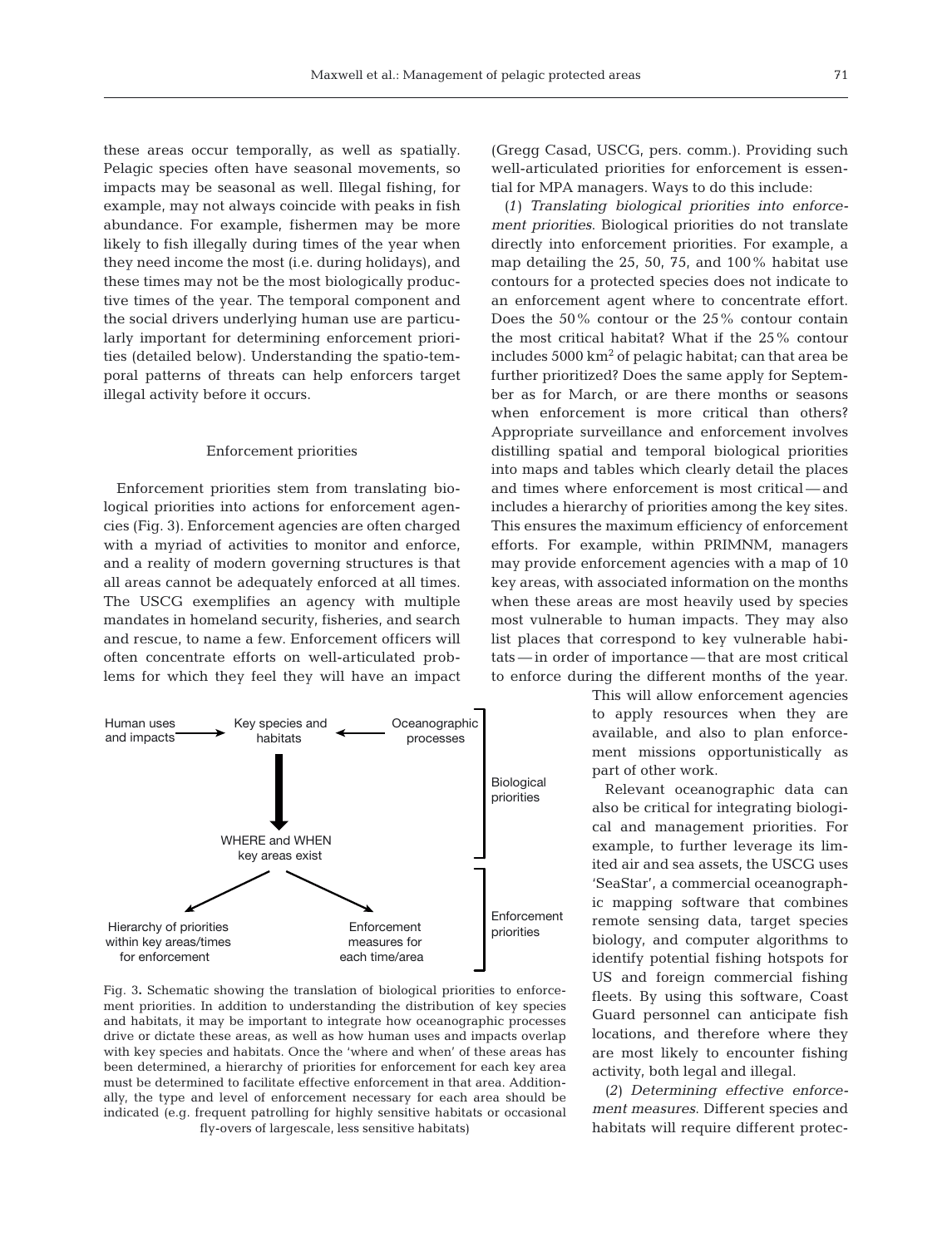these areas occur temporally, as well as spatially. Pelagic species often have seasonal movements, so impacts may be seasonal as well. Illegal fishing, for example, may not always coincide with peaks in fish abundance. For example, fishermen may be more likely to fish illegally during times of the year when they need income the most (i.e. during holidays), and these times may not be the most biologically productive times of the year. The temporal component and the social drivers underlying human use are particularly important for determining enforcement priorities (detailed below). Understanding the spatio-temporal patterns of threats can help enforcers target illegal activity before it occurs.

### Enforcement priorities

Enforcement priorities stem from translating biological priorities into actions for enforcement agencies (Fig. 3). Enforcement agencies are often charged with a myriad of activities to monitor and enforce, and a reality of modern governing structures is that all areas cannot be adequately enforced at all times. The USCG exemplifies an agency with multiple mandates in homeland security, fisheries, and search and rescue, to name a few. Enforcement officers will often concentrate efforts on well-articulated problems for which they feel they will have an impact (Gregg Casad, USCG, pers. comm.). Providing such well-articulated priorities for enforcement is essential for MPA managers. Ways to do this include:

(*1*) *Translating biological priorities into enforcement priorities*. Biological priorities do not translate directly into enforcement priorities. For example, a map detailing the 25, 50, 75, and 100% habitat use contours for a protected species does not indicate to an enforcement agent where to concentrate effort. Does the 50% contour or the 25% contour contain the most critical habitat? What if the 25% contour includes 5000 km$^2$ of pelagic habitat; can that area be further prioritized? Does the same apply for September as for March, or are there months or seasons when enforcement is more critical than others? Appropriate surveillance and enforcement involves distilling spatial and temporal biological priorities into maps and tables which clearly detail the places and times where enforcement is most critical — and includes a hierarchy of priorities among the key sites. This ensures the maximum efficiency of enforcement efforts. For example, within PRIMNM, managers may provide enforcement agencies with a map of 10 key areas, with associated information on the months when these areas are most heavily used by species most vulnerable to human impacts. They may also list places that correspond to key vulnerable habitats — in order of importance — that are most critical to enforce during the different months of the year. This will allow enforcement agencies to apply resources when they are available, and also to plan enforcement missions opportunistically as part of other work.

Human uses and impacts → Key species and habitats ← Oceanographic processes

↓

WHERE and WHEN key areas exist [Biological priorities]

↙ Hierarchy of priorities within key areas/times for enforcement ↘ Enforcement measures for each time/area [Enforcement priorities]

Fig. 3. Schematic showing the translation of biological priorities to enforcement priorities. In addition to understanding the distribution of key species and habitats, it may be important to integrate how oceanographic processes drive or dictate these areas, as well as how human uses and impacts overlap with key species and habitats. Once the 'where and when' of these areas has been determined, a hierarchy of priorities for enforcement for each key area must be determined to facilitate effective enforcement in that area. Additionally, the type and level of enforcement necessary for each area should be indicated (e.g. frequent patrolling for highly sensitive habitats or occasional fly-overs of largescale, less sensitive habitats)

Relevant oceanographic data can also be critical for integrating biological and management priorities. For example, to further leverage its limited air and sea assets, the USCG uses 'SeaStar', a commercial oceanographic mapping software that combines remote sensing data, target species biology, and computer algorithms to identify potential fishing hotspots for US and foreign commercial fishing fleets. By using this software, Coast Guard personnel can anticipate fish locations, and therefore where they are most likely to encounter fishing activity, both legal and illegal.

(*2*) *Determining effective enforcement measures*. Different species and habitats will require different protec-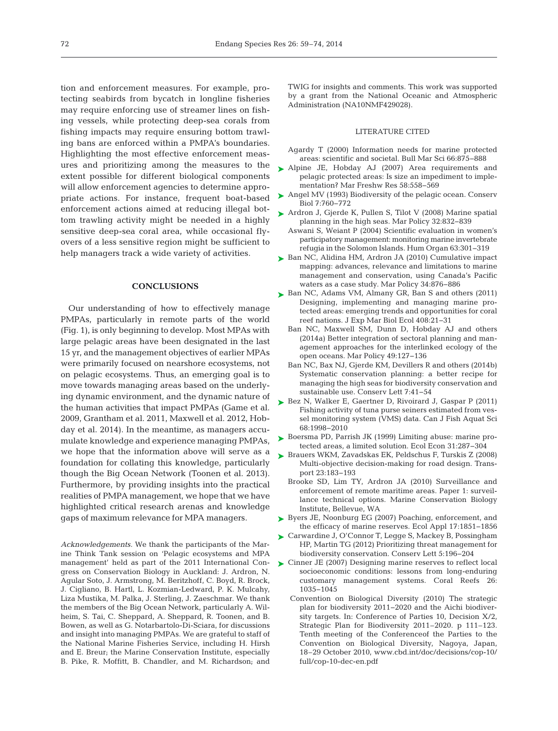tion and enforcement measures. For example, protecting seabirds from bycatch in longline fisheries may require enforcing use of streamer lines on fishing vessels, while protecting deep-sea corals from fishing impacts may require ensuring bottom trawling bans are enforced within a PMPA's boundaries. Highlighting the most effective enforcement measures and prioritizing among the measures to the extent possible for different biological components will allow enforcement agencies to determine appropriate actions. For instance, frequent boat-based enforcement actions aimed at reducing illegal bottom trawling activity might be needed in a highly sensitive deep-sea coral area, while occasional flyovers of a less sensitive region might be sufficient to help managers track a wide variety of activities.

## CONCLUSIONS

Our understanding of how to effectively manage PMPAs, particularly in remote parts of the world (Fig. 1), is only beginning to develop. Most MPAs with large pelagic areas have been designated in the last 15 yr, and the management objectives of earlier MPAs were primarily focused on nearshore ecosystems, not on pelagic ecosystems. Thus, an emerging goal is to move towards managing areas based on the underlying dynamic environment, and the dynamic nature of the human activities that impact PMPAs (Game et al. 2009, Grantham et al. 2011, Maxwell et al. 2012, Hobday et al. 2014). In the meantime, as managers accumulate knowledge and experience managing PMPAs, we hope that the information above will serve as a foundation for collating this knowledge, particularly though the Big Ocean Network (Toonen et al. 2013). Furthermore, by providing insights into the practical realities of PMPA management, we hope that we have highlighted critical research arenas and knowledge gaps of maximum relevance for MPA managers.

*Acknowledgements.* We thank the participants of the Marine Think Tank session on 'Pelagic ecosystems and MPA management' held as part of the 2011 International Congress on Conservation Biology in Auckland: J. Ardron, N. Agular Soto, J. Armstrong, M. Beritzhoff, C. Boyd, R. Brock, J. Cigliano, B. Hartl, L. Kozmian-Ledward, P. K. Mulcahy, Liza Mustika, M. Palka, J. Sterling, J. Zaeschmar. We thank the members of the Big Ocean Network, particularly A. Wilheim, S. Tai, C. Sheppard, A. Sheppard, R. Toonen, and B. Bowen, as well as G. Notarbartolo-Di-Sciara, for discussions and insight into managing PMPAs. We are grateful to staff of the National Marine Fisheries Service, including H. Hirsh and E. Breur; the Marine Conservation Institute, especially B. Pike, R. Moffitt, B. Chandler, and M. Richardson; and TWIG for insights and comments. This work was supported by a grant from the National Oceanic and Atmospheric Administration (NA10NMF429028).

## LITERATURE CITED

- Agardy T (2000) Information needs for marine protected areas: scientific and societal. Bull Mar Sci 66:875–888
- Alpine JE, Hobday AJ (2007) Area requirements and pelagic protected areas: Is size an impediment to implementation? Mar Freshw Res 58:558–569
- Angel MV (1993) Biodiversity of the pelagic ocean. Conserv Biol 7:760–772
- Ardron J, Gjerde K, Pullen S, Tilot V (2008) Marine spatial planning in the high seas. Mar Policy 32:832–839
- Aswani S, Weiant P (2004) Scientific evaluation in women's participatory management: monitoring marine invertebrate refugia in the Solomon Islands. Hum Organ 63:301–319
- Ban NC, Alidina HM, Ardron JA (2010) Cumulative impact mapping: advances, relevance and limitations to marine management and conservation, using Canada's Pacific waters as a case study. Mar Policy 34:876–886
- Ban NC, Adams VM, Almany GR, Ban S and others (2011) Designing, implementing and managing marine protected areas: emerging trends and opportunities for coral reef nations. J Exp Mar Biol Ecol 408:21–31
- Ban NC, Maxwell SM, Dunn D, Hobday AJ and others (2014a) Better integration of sectoral planning and management approaches for the interlinked ecology of the open oceans. Mar Policy 49:127–136
- Ban NC, Bax NJ, Gjerde KM, Devillers R and others (2014b) Systematic conservation planning: a better recipe for managing the high seas for biodiversity conservation and sustainable use. Conserv Lett 7:41–54
- Bez N, Walker E, Gaertner D, Rivoirard J, Gaspar P (2011) Fishing activity of tuna purse seiners estimated from vessel monitoring system (VMS) data. Can J Fish Aquat Sci 68:1998–2010
- Boersma PD, Parrish JK (1999) Limiting abuse: marine protected areas, a limited solution. Ecol Econ 31:287–304
- Brauers WKM, Zavadskas EK, Peldschus F, Turskis Z (2008) Multi-objective decision-making for road design. Transport 23:183–193
- Brooke SD, Lim TY, Ardron JA (2010) Surveillance and enforcement of remote maritime areas. Paper 1: surveillance technical options. Marine Conservation Biology Institute, Bellevue, WA
- Byers JE, Noonburg EG (2007) Poaching, enforcement, and the efficacy of marine reserves. Ecol Appl 17:1851–1856
- Carwardine J, O'Connor T, Legge S, Mackey B, Possingham HP, Martin TG (2012) Prioritizing threat management for biodiversity conservation. Conserv Lett 5:196–204
- Cinner JE (2007) Designing marine reserves to reflect local socioeconomic conditions: lessons from long-enduring customary management systems. Coral Reefs 26: 1035–1045
- Convention on Biological Diversity (2010) The strategic plan for biodiversity 2011–2020 and the Aichi biodiversity targets. In: Conference of Parties 10, Decision X/2, Strategic Plan for Biodiversity 2011–2020. p 111–123. Tenth meeting of the Conferenceof the Parties to the Convention on Biological Diversity, Nagoya, Japan, 18–29 October 2010, www.cbd.int/doc/decisions/cop-10/full/cop-10-dec-en.pdf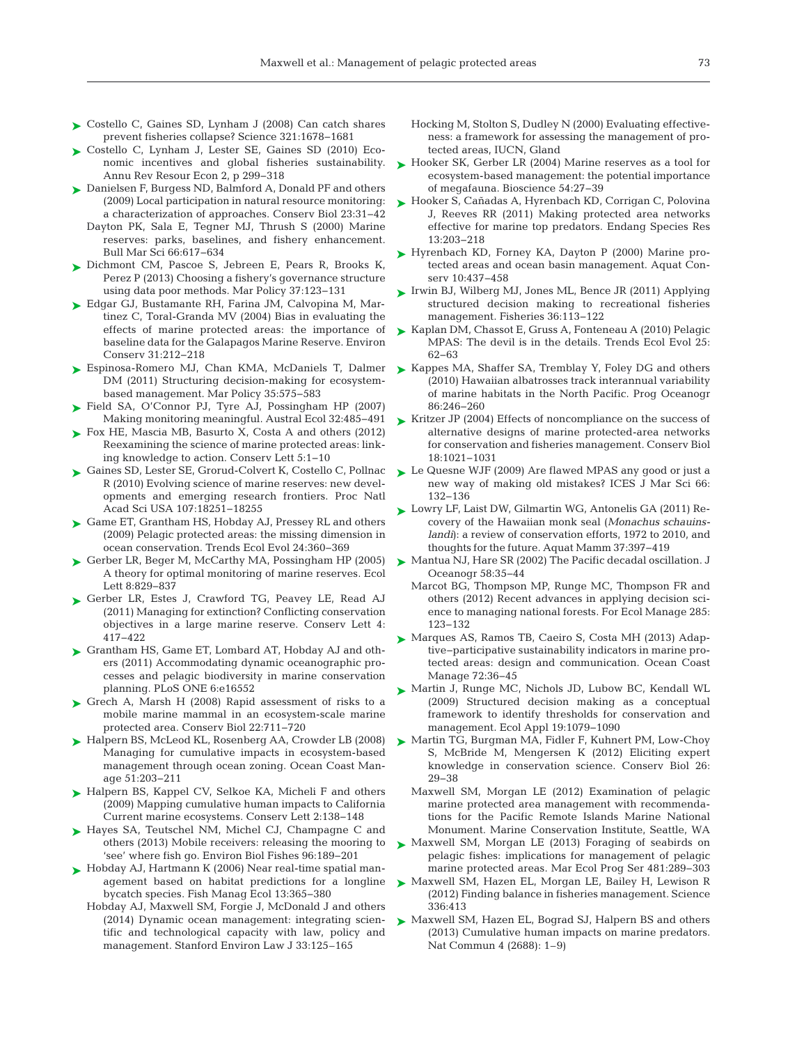Costello C, Gaines SD, Lynham J (2008) Can catch shares prevent fisheries collapse? Science 321:1678–1681

Costello C, Lynham J, Lester SE, Gaines SD (2010) Economic incentives and global fisheries sustainability. Annu Rev Resour Econ 2, p 299–318

Danielsen F, Burgess ND, Balmford A, Donald PF and others (2009) Local participation in natural resource monitoring: a characterization of approaches. Conserv Biol 23:31–42

Dayton PK, Sala E, Tegner MJ, Thrush S (2000) Marine reserves: parks, baselines, and fishery enhancement. Bull Mar Sci 66:617–634

Dichmont CM, Pascoe S, Jebreen E, Pears R, Brooks K, Perez P (2013) Choosing a fishery's governance structure using data poor methods. Mar Policy 37:123–131

Edgar GJ, Bustamante RH, Farina JM, Calvopina M, Martinez C, Toral-Granda MV (2004) Bias in evaluating the effects of marine protected areas: the importance of baseline data for the Galapagos Marine Reserve. Environ Conserv 31:212–218

Espinosa-Romero MJ, Chan KMA, McDaniels T, Dalmer DM (2011) Structuring decision-making for ecosystem-based management. Mar Policy 35:575–583

Field SA, O'Connor PJ, Tyre AJ, Possingham HP (2007) Making monitoring meaningful. Austral Ecol 32:485–491

Fox HE, Mascia MB, Basurto X, Costa A and others (2012) Reexamining the science of marine protected areas: linking knowledge to action. Conserv Lett 5:1–10

Gaines SD, Lester SE, Grorud-Colvert K, Costello C, Pollnac R (2010) Evolving science of marine reserves: new developments and emerging research frontiers. Proc Natl Acad Sci USA 107:18251–18255

Game ET, Grantham HS, Hobday AJ, Pressey RL and others (2009) Pelagic protected areas: the missing dimension in ocean conservation. Trends Ecol Evol 24:360–369

Gerber LR, Beger M, McCarthy MA, Possingham HP (2005) A theory for optimal monitoring of marine reserves. Ecol Lett 8:829–837

Gerber LR, Estes J, Crawford TG, Peavey LE, Read AJ (2011) Managing for extinction? Conflicting conservation objectives in a large marine reserve. Conserv Lett 4: 417–422

Grantham HS, Game ET, Lombard AT, Hobday AJ and others (2011) Accommodating dynamic oceanographic processes and pelagic biodiversity in marine conservation planning. PLoS ONE 6:e16552

Grech A, Marsh H (2008) Rapid assessment of risks to a mobile marine mammal in an ecosystem-scale marine protected area. Conserv Biol 22:711–720

Halpern BS, McLeod KL, Rosenberg AA, Crowder LB (2008) Managing for cumulative impacts in ecosystem-based management through ocean zoning. Ocean Coast Manage 51:203–211

Halpern BS, Kappel CV, Selkoe KA, Micheli F and others (2009) Mapping cumulative human impacts to California Current marine ecosystems. Conserv Lett 2:138–148

Hayes SA, Teutschel NM, Michel CJ, Champagne C and others (2013) Mobile receivers: releasing the mooring to 'see' where fish go. Environ Biol Fishes 96:189–201

Hobday AJ, Hartmann K (2006) Near real-time spatial management based on habitat predictions for a longline bycatch species. Fish Manag Ecol 13:365–380

Hobday AJ, Maxwell SM, Forgie J, McDonald J and others (2014) Dynamic ocean management: integrating scientific and technological capacity with law, policy and management. Stanford Environ Law J 33:125–165

Hocking M, Stolton S, Dudley N (2000) Evaluating effectiveness: a framework for assessing the management of protected areas, IUCN, Gland

Hooker SK, Gerber LR (2004) Marine reserves as a tool for ecosystem-based management: the potential importance of megafauna. Bioscience 54:27–39

Hooker S, Cañadas A, Hyrenbach KD, Corrigan C, Polovina J, Reeves RR (2011) Making protected area networks effective for marine top predators. Endang Species Res 13:203–218

Hyrenbach KD, Forney KA, Dayton P (2000) Marine protected areas and ocean basin management. Aquat Conserv 10:437–458

Irwin BJ, Wilberg MJ, Jones ML, Bence JR (2011) Applying structured decision making to recreational fisheries management. Fisheries 36:113–122

Kaplan DM, Chassot E, Gruss A, Fonteneau A (2010) Pelagic MPAS: The devil is in the details. Trends Ecol Evol 25: 62–63

Kappes MA, Shaffer SA, Tremblay Y, Foley DG and others (2010) Hawaiian albatrosses track interannual variability of marine habitats in the North Pacific. Prog Oceanogr 86:246–260

Kritzer JP (2004) Effects of noncompliance on the success of alternative designs of marine protected-area networks for conservation and fisheries management. Conserv Biol 18:1021–1031

Le Quesne WJF (2009) Are flawed MPAS any good or just a new way of making old mistakes? ICES J Mar Sci 66: 132–136

Lowry LF, Laist DW, Gilmartin WG, Antonelis GA (2011) Recovery of the Hawaiian monk seal (*Monachus schauinslandi*): a review of conservation efforts, 1972 to 2010, and thoughts for the future. Aquat Mamm 37:397–419

Mantua NJ, Hare SR (2002) The Pacific decadal oscillation. J Oceanogr 58:35–44

Marcot BG, Thompson MP, Runge MC, Thompson FR and others (2012) Recent advances in applying decision science to managing national forests. For Ecol Manage 285: 123–132

Marques AS, Ramos TB, Caeiro S, Costa MH (2013) Adaptive–participative sustainability indicators in marine protected areas: design and communication. Ocean Coast Manage 72:36–45

Martin J, Runge MC, Nichols JD, Lubow BC, Kendall WL (2009) Structured decision making as a conceptual framework to identify thresholds for conservation and management. Ecol Appl 19:1079–1090

Martin TG, Burgman MA, Fidler F, Kuhnert PM, Low-Choy S, McBride M, Mengersen K (2012) Eliciting expert knowledge in conservation science. Conserv Biol 26: 29–38

Maxwell SM, Morgan LE (2012) Examination of pelagic marine protected area management with recommendations for the Pacific Remote Islands Marine National Monument. Marine Conservation Institute, Seattle, WA

Maxwell SM, Morgan LE (2013) Foraging of seabirds on pelagic fishes: implications for management of pelagic marine protected areas. Mar Ecol Prog Ser 481:289–303

Maxwell SM, Hazen EL, Morgan LE, Bailey H, Lewison R (2012) Finding balance in fisheries management. Science 336:413

Maxwell SM, Hazen EL, Bograd SJ, Halpern BS and others (2013) Cumulative human impacts on marine predators. Nat Commun 4 (2688): 1–9)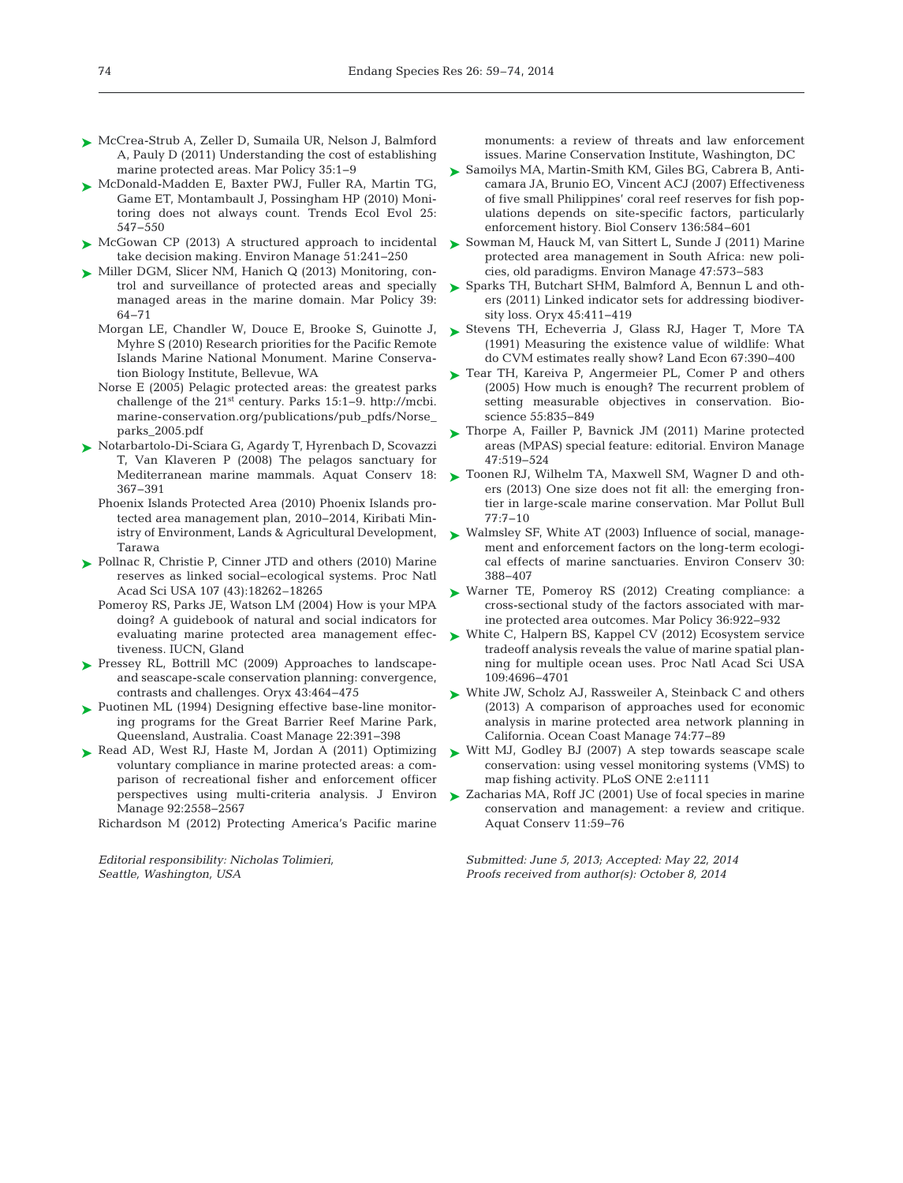McCrea-Strub A, Zeller D, Sumaila UR, Nelson J, Balmford A, Pauly D (2011) Understanding the cost of establishing marine protected areas. Mar Policy 35:1–9

McDonald-Madden E, Baxter PWJ, Fuller RA, Martin TG, Game ET, Montambault J, Possingham HP (2010) Monitoring does not always count. Trends Ecol Evol 25: 547–550

McGowan CP (2013) A structured approach to incidental take decision making. Environ Manage 51:241–250

Miller DGM, Slicer NM, Hanich Q (2013) Monitoring, control and surveillance of protected areas and specially managed areas in the marine domain. Mar Policy 39: 64–71

Morgan LE, Chandler W, Douce E, Brooke S, Guinotte J, Myhre S (2010) Research priorities for the Pacific Remote Islands Marine National Monument. Marine Conservation Biology Institute, Bellevue, WA

Norse E (2005) Pelagic protected areas: the greatest parks challenge of the 21st century. Parks 15:1–9. http://mcbi.marine-conservation.org/publications/pub_pdfs/Norse_parks_2005.pdf

Notarbartolo-Di-Sciara G, Agardy T, Hyrenbach D, Scovazzi T, Van Klaveren P (2008) The pelagos sanctuary for Mediterranean marine mammals. Aquat Conserv 18: 367–391

Phoenix Islands Protected Area (2010) Phoenix Islands protected area management plan, 2010–2014, Kiribati Ministry of Environment, Lands & Agricultural Development, Tarawa

Pollnac R, Christie P, Cinner JTD and others (2010) Marine reserves as linked social–ecological systems. Proc Natl Acad Sci USA 107 (43):18262–18265

Pomeroy RS, Parks JE, Watson LM (2004) How is your MPA doing? A guidebook of natural and social indicators for evaluating marine protected area management effectiveness. IUCN, Gland

Pressey RL, Bottrill MC (2009) Approaches to landscape- and seascape-scale conservation planning: convergence, contrasts and challenges. Oryx 43:464–475

Puotinen ML (1994) Designing effective base-line monitoring programs for the Great Barrier Reef Marine Park, Queensland, Australia. Coast Manage 22:391–398

Read AD, West RJ, Haste M, Jordan A (2011) Optimizing voluntary compliance in marine protected areas: a comparison of recreational fisher and enforcement officer perspectives using multi-criteria analysis. J Environ Manage 92:2558–2567

Richardson M (2012) Protecting America's Pacific marine monuments: a review of threats and law enforcement issues. Marine Conservation Institute, Washington, DC

Samoilys MA, Martin-Smith KM, Giles BG, Cabrera B, Anticamara JA, Brunio EO, Vincent ACJ (2007) Effectiveness of five small Philippines' coral reef reserves for fish populations depends on site-specific factors, particularly enforcement history. Biol Conserv 136:584–601

Sowman M, Hauck M, van Sittert L, Sunde J (2011) Marine protected area management in South Africa: new policies, old paradigms. Environ Manage 47:573–583

Sparks TH, Butchart SHM, Balmford A, Bennun L and others (2011) Linked indicator sets for addressing biodiversity loss. Oryx 45:411–419

Stevens TH, Echeverria J, Glass RJ, Hager T, More TA (1991) Measuring the existence value of wildlife: What do CVM estimates really show? Land Econ 67:390–400

Tear TH, Kareiva P, Angermeier PL, Comer P and others (2005) How much is enough? The recurrent problem of setting measurable objectives in conservation. Bioscience 55:835–849

Thorpe A, Failler P, Bavnick JM (2011) Marine protected areas (MPAS) special feature: editorial. Environ Manage 47:519–524

Toonen RJ, Wilhelm TA, Maxwell SM, Wagner D and others (2013) One size does not fit all: the emerging frontier in large-scale marine conservation. Mar Pollut Bull 77:7–10

Walmsley SF, White AT (2003) Influence of social, management and enforcement factors on the long-term ecological effects of marine sanctuaries. Environ Conserv 30: 388–407

Warner TE, Pomeroy RS (2012) Creating compliance: a cross-sectional study of the factors associated with marine protected area outcomes. Mar Policy 36:922–932

White C, Halpern BS, Kappel CV (2012) Ecosystem service tradeoff analysis reveals the value of marine spatial planning for multiple ocean uses. Proc Natl Acad Sci USA 109:4696–4701

White JW, Scholz AJ, Rassweiler A, Steinback C and others (2013) A comparison of approaches used for economic analysis in marine protected area network planning in California. Ocean Coast Manage 74:77–89

Witt MJ, Godley BJ (2007) A step towards seascape scale conservation: using vessel monitoring systems (VMS) to map fishing activity. PLoS ONE 2:e1111

Zacharias MA, Roff JC (2001) Use of focal species in marine conservation and management: a review and critique. Aquat Conserv 11:59–76

*Editorial responsibility: Nicholas Tolimieri, Seattle, Washington, USA*

*Submitted: June 5, 2013; Accepted: May 22, 2014*
*Proofs received from author(s): October 8, 2014*